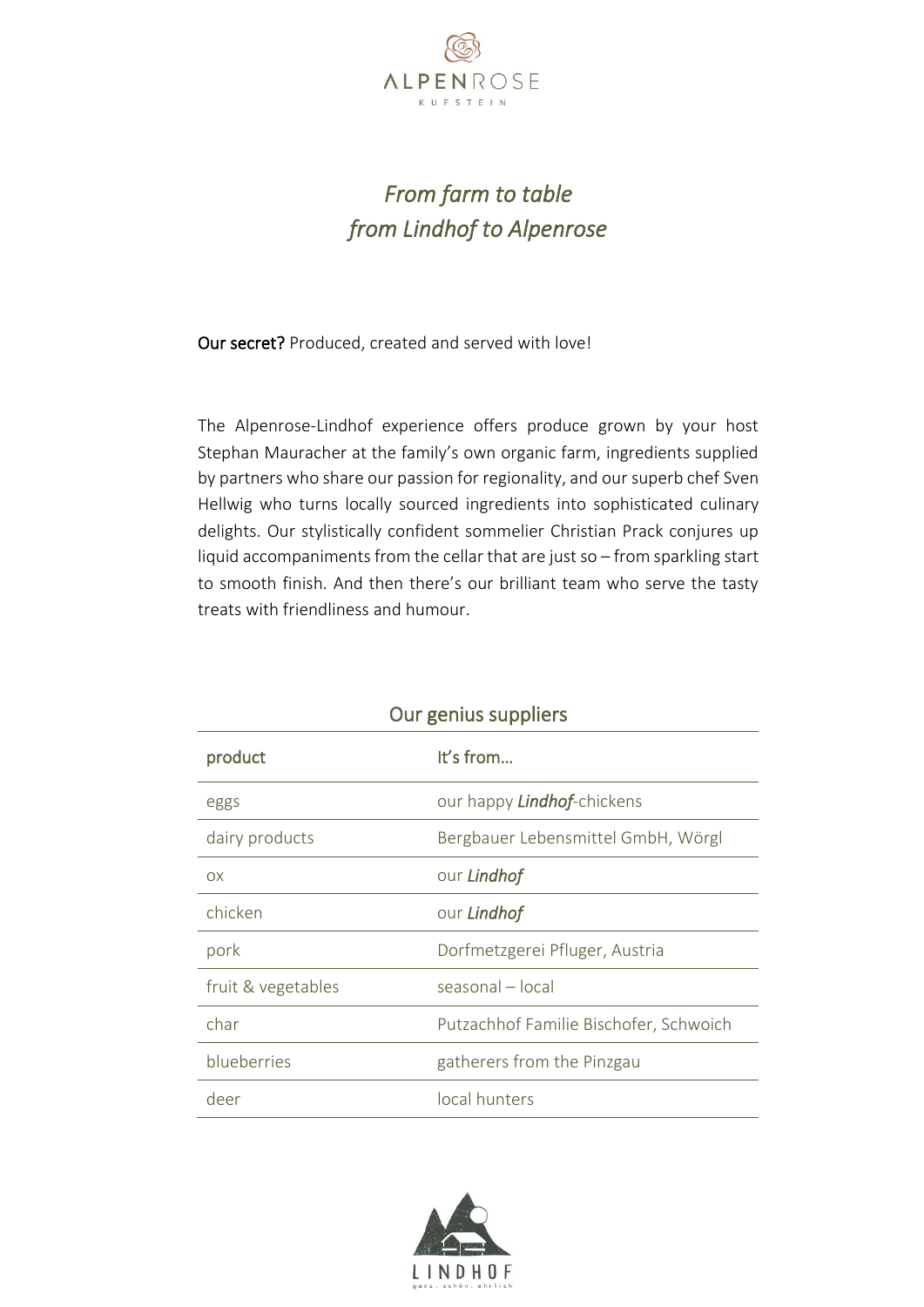# *From farm to table*
# *from Lindhof to Alpenrose*

**Our secret?** Produced, created and served with love!

The Alpenrose-Lindhof experience offers produce grown by your host Stephan Mauracher at the family's own organic farm, ingredients supplied by partners who share our passion for regionality, and our superb chef Sven Hellwig who turns locally sourced ingredients into sophisticated culinary delights. Our stylistically confident sommelier Christian Prack conjures up liquid accompaniments from the cellar that are just so – from sparkling start to smooth finish. And then there's our brilliant team who serve the tasty treats with friendliness and humour.

## Our genius suppliers

| product | It's from… |
|---|---|
| eggs | our happy ***Lindhof***-chickens |
| dairy products | Bergbauer Lebensmittel GmbH, Wörgl |
| ox | our ***Lindhof*** |
| chicken | our ***Lindhof*** |
| pork | Dorfmetzgerei Pfluger, Austria |
| fruit & vegetables | seasonal – local |
| char | Putzachhof Familie Bischofer, Schwoich |
| blueberries | gatherers from the Pinzgau |
| deer | local hunters |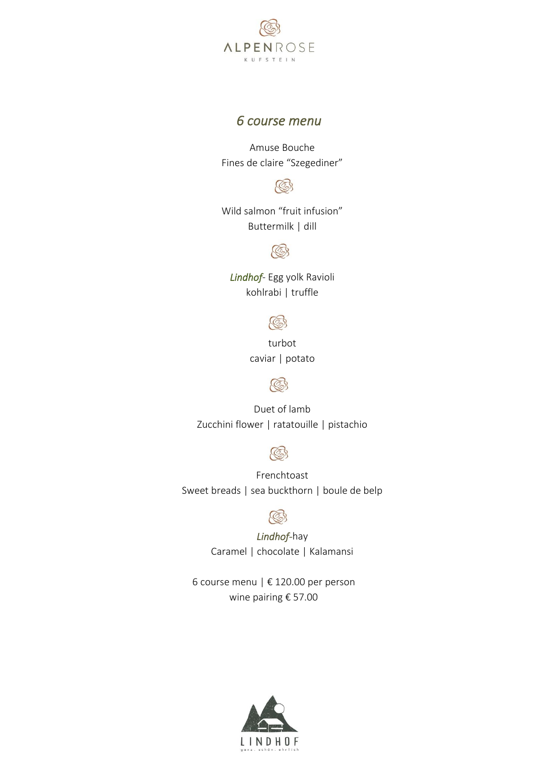ALPENROSE

KUFSTEIN

## *6 course menu*

Amuse Bouche
Fines de claire "Szegediner"

Wild salmon "fruit infusion"
Buttermilk | dill

*Lindhof*- Egg yolk Ravioli
kohlrabi | truffle

turbot
caviar | potato

Duet of lamb
Zucchini flower | ratatouille | pistachio

Frenchtoast
Sweet breads | sea buckthorn | boule de belp

*Lindhof*-hay
Caramel | chocolate | Kalamansi

6 course menu | € 120.00 per person
wine pairing € 57.00

LINDHOF
ganz. schön. ehrlich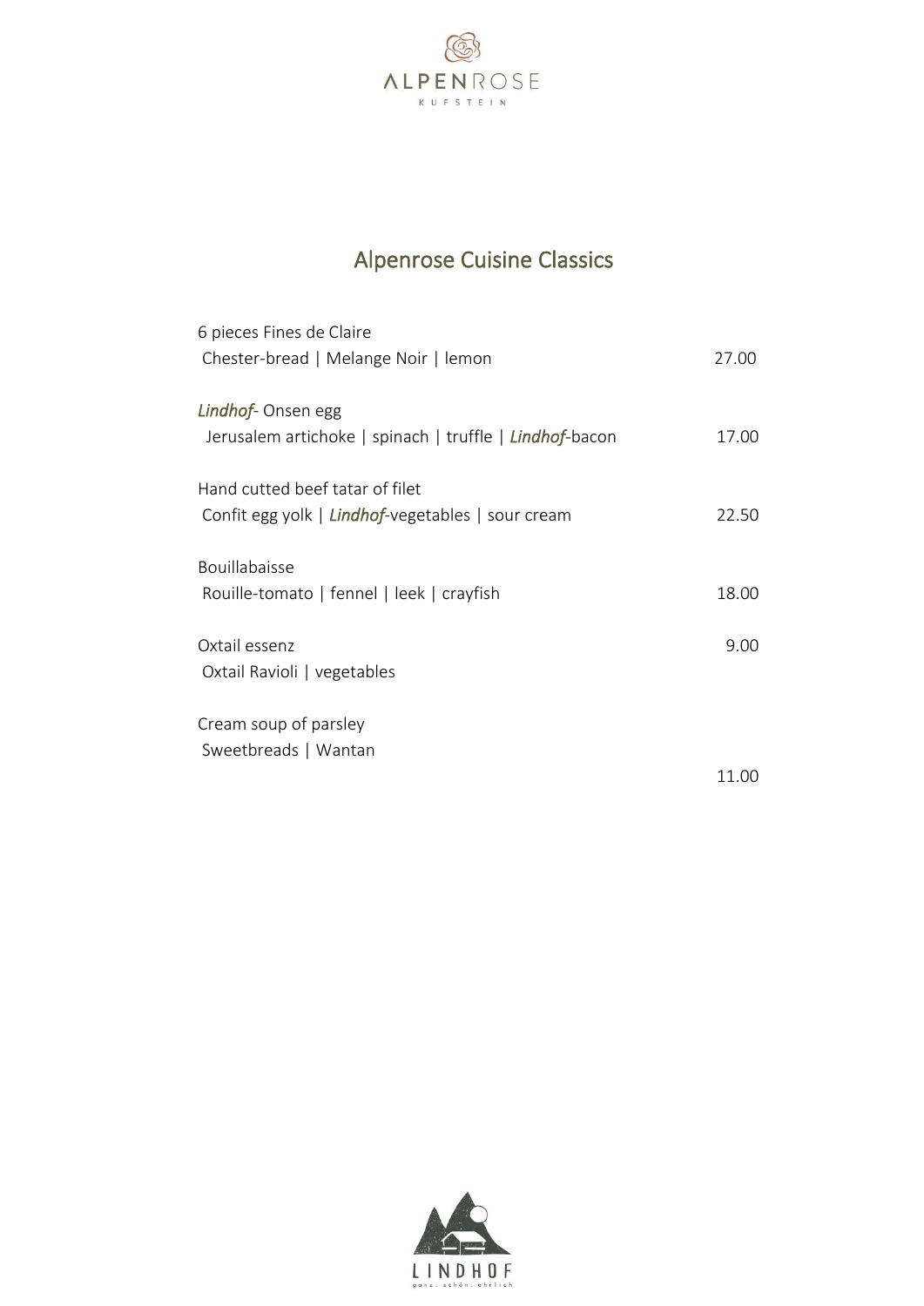ALPENROSE
KUFSTEIN

## Alpenrose Cuisine Classics

6 pieces Fines de Claire
Chester-bread | Melange Noir | lemon — 27.00

*Lindhof*- Onsen egg
Jerusalem artichoke | spinach | truffle | *Lindhof*-bacon — 17.00

Hand cutted beef tatar of filet
Confit egg yolk | *Lindhof*-vegetables | sour cream — 22.50

Bouillabaisse
Rouille-tomato | fennel | leek | crayfish — 18.00

Oxtail essenz — 9.00
Oxtail Ravioli | vegetables

Cream soup of parsley
Sweetbreads | Wantan
11.00

LINDHOF
ganz. schön. ehrlich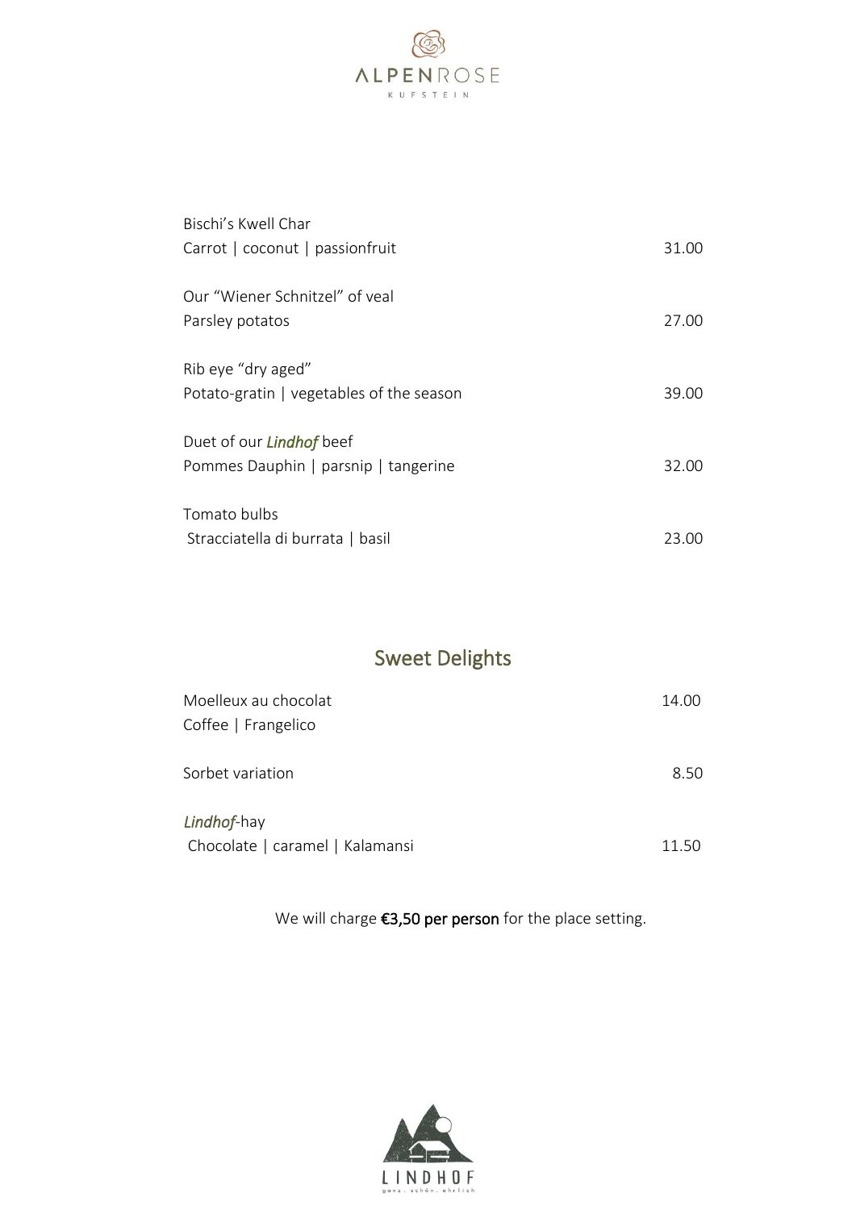Bischi's Kwell Char
Carrot | coconut | passionfruit 31.00

Our "Wiener Schnitzel" of veal
Parsley potatos 27.00

Rib eye "dry aged"
Potato-gratin | vegetables of the season 39.00

Duet of our *Lindhof* beef
Pommes Dauphin | parsnip | tangerine 32.00

Tomato bulbs
Stracciatella di burrata | basil 23.00

## Sweet Delights

Moelleux au chocolat 14.00
Coffee | Frangelico

Sorbet variation 8.50

*Lindhof*-hay
Chocolate | caramel | Kalamansi 11.50

We will charge **€3,50 per person** for the place setting.